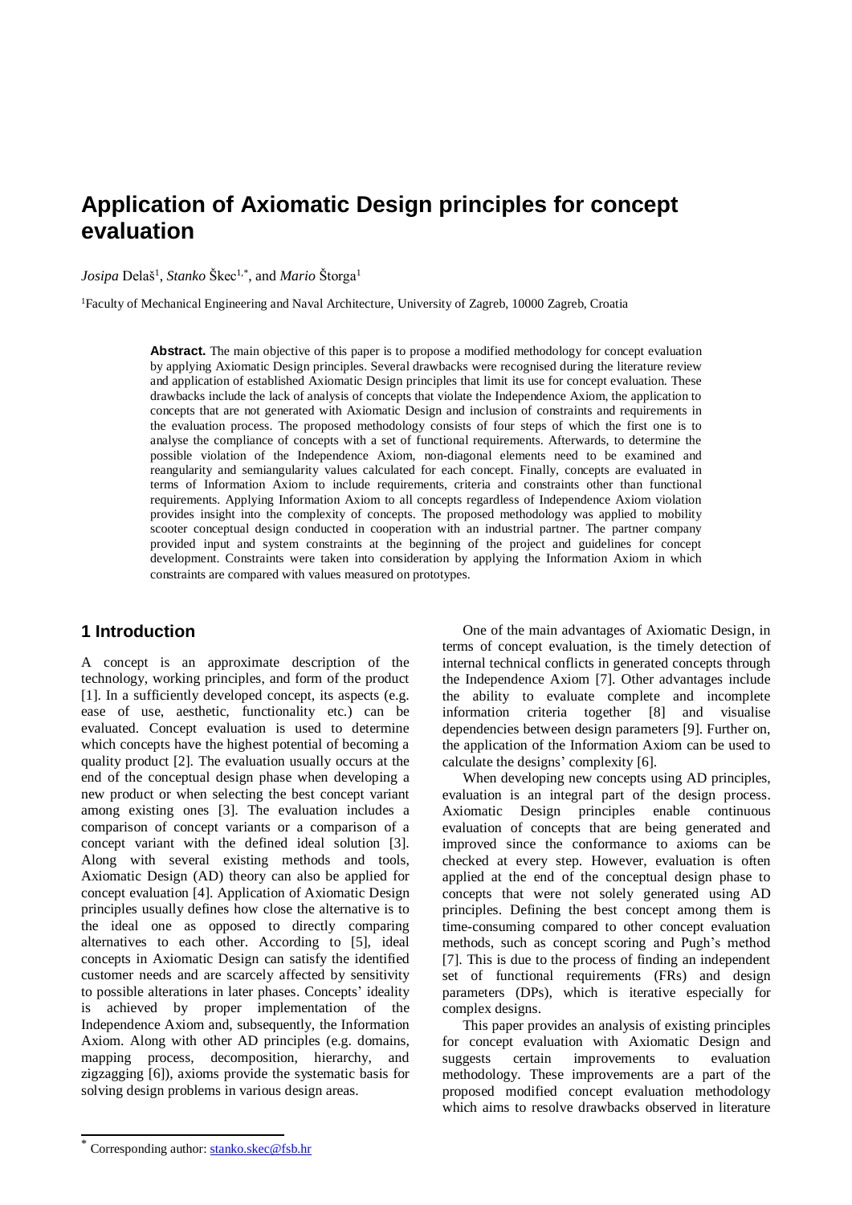# Application of Axiomatic Design principles for concept evaluation

*Josipa* Delaš[1], *Stanko* Škec[1,*], and *Mario* Štorga[1]

[1]Faculty of Mechanical Engineering and Naval Architecture, University of Zagreb, 10000 Zagreb, Croatia

**Abstract.** The main objective of this paper is to propose a modified methodology for concept evaluation by applying Axiomatic Design principles. Several drawbacks were recognised during the literature review and application of established Axiomatic Design principles that limit its use for concept evaluation. These drawbacks include the lack of analysis of concepts that violate the Independence Axiom, the application to concepts that are not generated with Axiomatic Design and inclusion of constraints and requirements in the evaluation process. The proposed methodology consists of four steps of which the first one is to analyse the compliance of concepts with a set of functional requirements. Afterwards, to determine the possible violation of the Independence Axiom, non-diagonal elements need to be examined and reangularity and semiangularity values calculated for each concept. Finally, concepts are evaluated in terms of Information Axiom to include requirements, criteria and constraints other than functional requirements. Applying Information Axiom to all concepts regardless of Independence Axiom violation provides insight into the complexity of concepts. The proposed methodology was applied to mobility scooter conceptual design conducted in cooperation with an industrial partner. The partner company provided input and system constraints at the beginning of the project and guidelines for concept development. Constraints were taken into consideration by applying the Information Axiom in which constraints are compared with values measured on prototypes.

## 1 Introduction

A concept is an approximate description of the technology, working principles, and form of the product [1]. In a sufficiently developed concept, its aspects (e.g. ease of use, aesthetic, functionality etc.) can be evaluated. Concept evaluation is used to determine which concepts have the highest potential of becoming a quality product [2]. The evaluation usually occurs at the end of the conceptual design phase when developing a new product or when selecting the best concept variant among existing ones [3]. The evaluation includes a comparison of concept variants or a comparison of a concept variant with the defined ideal solution [3]. Along with several existing methods and tools, Axiomatic Design (AD) theory can also be applied for concept evaluation [4]. Application of Axiomatic Design principles usually defines how close the alternative is to the ideal one as opposed to directly comparing alternatives to each other. According to [5], ideal concepts in Axiomatic Design can satisfy the identified customer needs and are scarcely affected by sensitivity to possible alterations in later phases. Concepts' ideality is achieved by proper implementation of the Independence Axiom and, subsequently, the Information Axiom. Along with other AD principles (e.g. domains, mapping process, decomposition, hierarchy, and zigzagging [6]), axioms provide the systematic basis for solving design problems in various design areas.

One of the main advantages of Axiomatic Design, in terms of concept evaluation, is the timely detection of internal technical conflicts in generated concepts through the Independence Axiom [7]. Other advantages include the ability to evaluate complete and incomplete information criteria together [8] and visualise dependencies between design parameters [9]. Further on, the application of the Information Axiom can be used to calculate the designs' complexity [6].

When developing new concepts using AD principles, evaluation is an integral part of the design process. Axiomatic Design principles enable continuous evaluation of concepts that are being generated and improved since the conformance to axioms can be checked at every step. However, evaluation is often applied at the end of the conceptual design phase to concepts that were not solely generated using AD principles. Defining the best concept among them is time-consuming compared to other concept evaluation methods, such as concept scoring and Pugh's method [7]. This is due to the process of finding an independent set of functional requirements (FRs) and design parameters (DPs), which is iterative especially for complex designs.

This paper provides an analysis of existing principles for concept evaluation with Axiomatic Design and suggests certain improvements to evaluation methodology. These improvements are a part of the proposed modified concept evaluation methodology which aims to resolve drawbacks observed in literature

* Corresponding author: stanko.skec@fsb.hr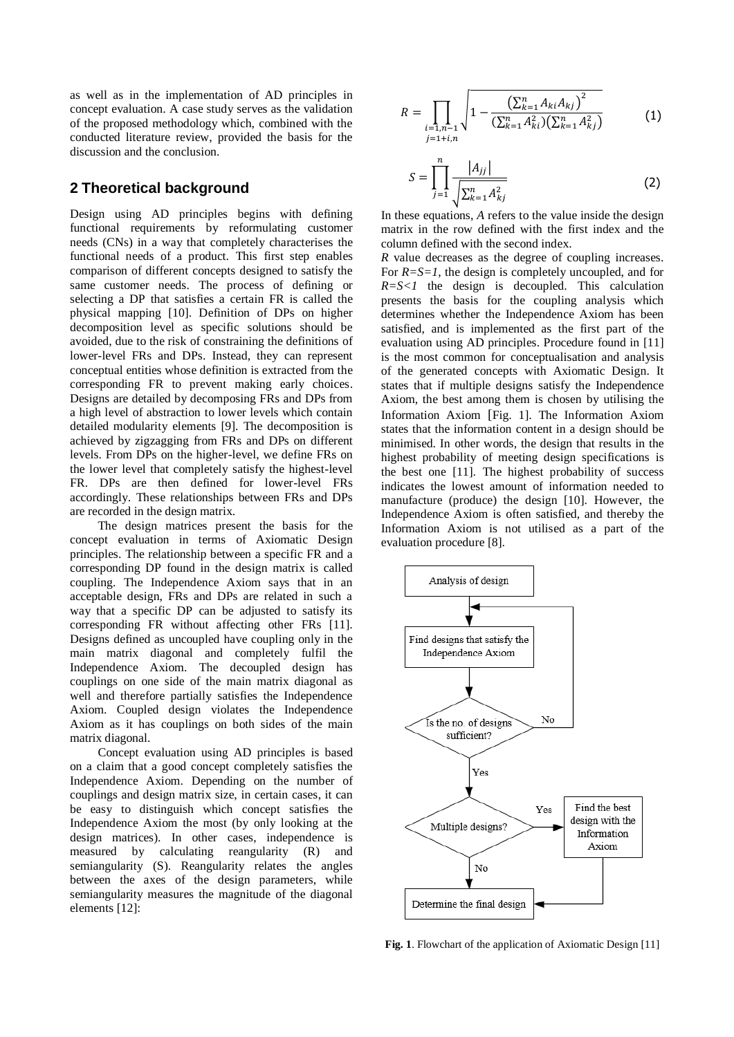as well as in the implementation of AD principles in concept evaluation. A case study serves as the validation of the proposed methodology which, combined with the conducted literature review, provided the basis for the discussion and the conclusion.

## 2 Theoretical background

Design using AD principles begins with defining functional requirements by reformulating customer needs (CNs) in a way that completely characterises the functional needs of a product. This first step enables comparison of different concepts designed to satisfy the same customer needs. The process of defining or selecting a DP that satisfies a certain FR is called the physical mapping [10]. Definition of DPs on higher decomposition level as specific solutions should be avoided, due to the risk of constraining the definitions of lower-level FRs and DPs. Instead, they can represent conceptual entities whose definition is extracted from the corresponding FR to prevent making early choices. Designs are detailed by decomposing FRs and DPs from a high level of abstraction to lower levels which contain detailed modularity elements [9]. The decomposition is achieved by zigzagging from FRs and DPs on different levels. From DPs on the higher-level, we define FRs on the lower level that completely satisfy the highest-level FR. DPs are then defined for lower-level FRs accordingly. These relationships between FRs and DPs are recorded in the design matrix.

The design matrices present the basis for the concept evaluation in terms of Axiomatic Design principles. The relationship between a specific FR and a corresponding DP found in the design matrix is called coupling. The Independence Axiom says that in an acceptable design, FRs and DPs are related in such a way that a specific DP can be adjusted to satisfy its corresponding FR without affecting other FRs [11]. Designs defined as uncoupled have coupling only in the main matrix diagonal and completely fulfil the Independence Axiom. The decoupled design has couplings on one side of the main matrix diagonal as well and therefore partially satisfies the Independence Axiom. Coupled design violates the Independence Axiom as it has couplings on both sides of the main matrix diagonal.

Concept evaluation using AD principles is based on a claim that a good concept completely satisfies the Independence Axiom. Depending on the number of couplings and design matrix size, in certain cases, it can be easy to distinguish which concept satisfies the Independence Axiom the most (by only looking at the design matrices). In other cases, independence is measured by calculating reangularity (R) and semiangularity (S). Reangularity relates the angles between the axes of the design parameters, while semiangularity measures the magnitude of the diagonal elements [12]:

$$R = \prod_{\substack{i=1,n-1 \\ j=1+i,n}} \sqrt{1 - \frac{\left(\sum_{k=1}^{n} A_{ki} A_{kj}\right)^2}{\left(\sum_{k=1}^{n} A_{ki}^2\right)\left(\sum_{k=1}^{n} A_{kj}^2\right)}} \tag{1}$$

$$S = \prod_{j=1}^{n} \frac{|A_{jj}|}{\sqrt{\sum_{k=1}^{n} A_{kj}^2}} \tag{2}$$

In these equations, *A* refers to the value inside the design matrix in the row defined with the first index and the column defined with the second index.

*R* value decreases as the degree of coupling increases. For $R=S=1$, the design is completely uncoupled, and for $R=S<1$ the design is decoupled. This calculation presents the basis for the coupling analysis which determines whether the Independence Axiom has been satisfied, and is implemented as the first part of the evaluation using AD principles. Procedure found in [11] is the most common for conceptualisation and analysis of the generated concepts with Axiomatic Design. It states that if multiple designs satisfy the Independence Axiom, the best among them is chosen by utilising the Information Axiom [Fig. 1]. The Information Axiom states that the information content in a design should be minimised. In other words, the design that results in the highest probability of meeting design specifications is the best one [11]. The highest probability of success indicates the lowest amount of information needed to manufacture (produce) the design [10]. However, the Independence Axiom is often satisfied, and thereby the Information Axiom is not utilised as a part of the evaluation procedure [8].

```
Analysis of design
        |
        v
Find designs that satisfy the  <-----------+
Independence Axiom                         |
        |                                  |
        v                                  |
Is the no. of designs sufficient? --No-----+
        |
       Yes
        v
Multiple designs? --Yes--> Find the best design with the Information Axiom
        |                                  |
        No                                 |
        v                                  |
Determine the final design <---------------+
```

**Fig. 1**. Flowchart of the application of Axiomatic Design [11]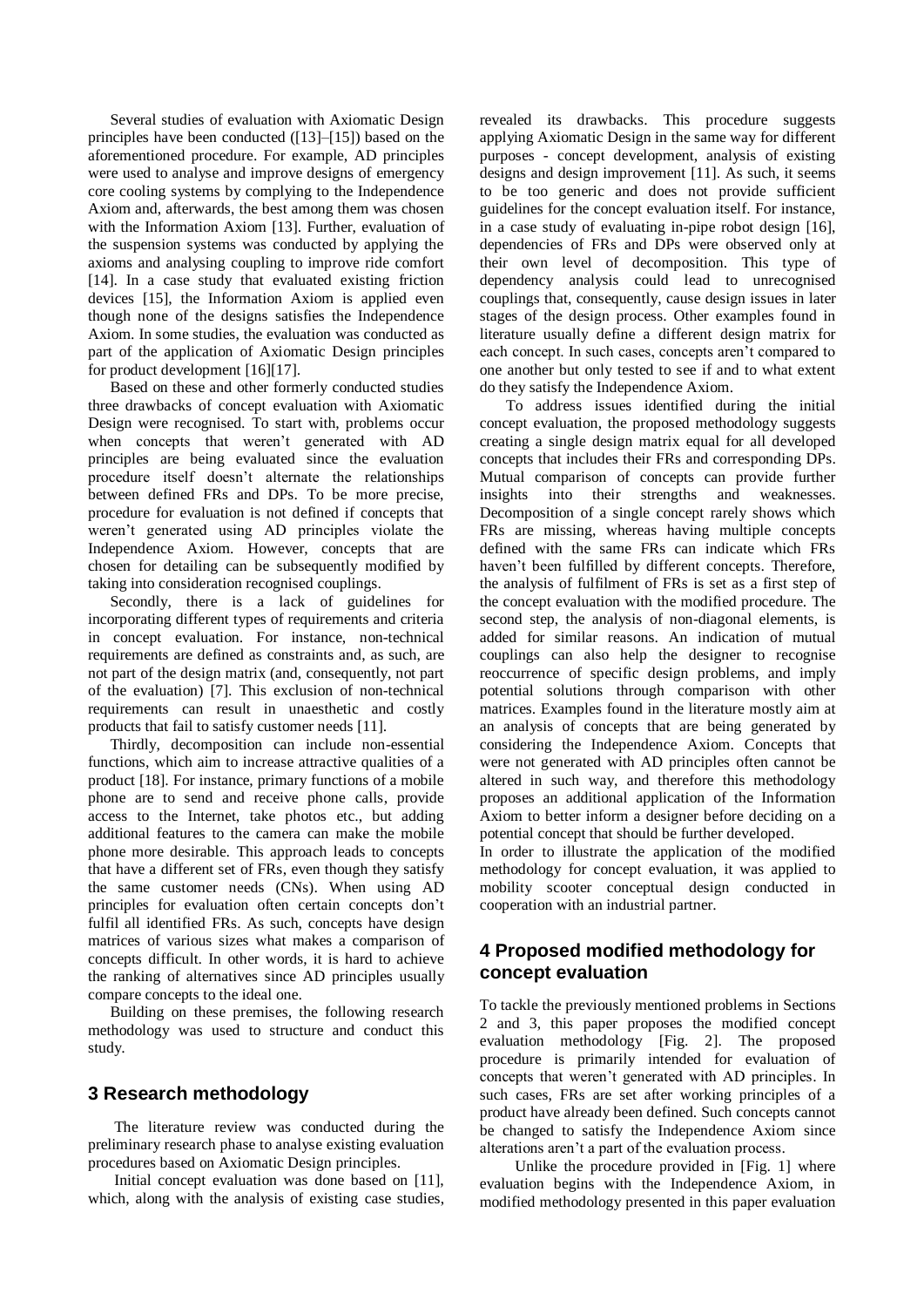Several studies of evaluation with Axiomatic Design principles have been conducted ([13]–[15]) based on the aforementioned procedure. For example, AD principles were used to analyse and improve designs of emergency core cooling systems by complying to the Independence Axiom and, afterwards, the best among them was chosen with the Information Axiom [13]. Further, evaluation of the suspension systems was conducted by applying the axioms and analysing coupling to improve ride comfort [14]. In a case study that evaluated existing friction devices [15], the Information Axiom is applied even though none of the designs satisfies the Independence Axiom. In some studies, the evaluation was conducted as part of the application of Axiomatic Design principles for product development [16][17].

Based on these and other formerly conducted studies three drawbacks of concept evaluation with Axiomatic Design were recognised. To start with, problems occur when concepts that weren't generated with AD principles are being evaluated since the evaluation procedure itself doesn't alternate the relationships between defined FRs and DPs. To be more precise, procedure for evaluation is not defined if concepts that weren't generated using AD principles violate the Independence Axiom. However, concepts that are chosen for detailing can be subsequently modified by taking into consideration recognised couplings.

Secondly, there is a lack of guidelines for incorporating different types of requirements and criteria in concept evaluation. For instance, non-technical requirements are defined as constraints and, as such, are not part of the design matrix (and, consequently, not part of the evaluation) [7]. This exclusion of non-technical requirements can result in unaesthetic and costly products that fail to satisfy customer needs [11].

Thirdly, decomposition can include non-essential functions, which aim to increase attractive qualities of a product [18]. For instance, primary functions of a mobile phone are to send and receive phone calls, provide access to the Internet, take photos etc., but adding additional features to the camera can make the mobile phone more desirable. This approach leads to concepts that have a different set of FRs, even though they satisfy the same customer needs (CNs). When using AD principles for evaluation often certain concepts don't fulfil all identified FRs. As such, concepts have design matrices of various sizes what makes a comparison of concepts difficult. In other words, it is hard to achieve the ranking of alternatives since AD principles usually compare concepts to the ideal one.

Building on these premises, the following research methodology was used to structure and conduct this study.

## 3 Research methodology

The literature review was conducted during the preliminary research phase to analyse existing evaluation procedures based on Axiomatic Design principles.

Initial concept evaluation was done based on [11], which, along with the analysis of existing case studies, revealed its drawbacks. This procedure suggests applying Axiomatic Design in the same way for different purposes - concept development, analysis of existing designs and design improvement [11]. As such, it seems to be too generic and does not provide sufficient guidelines for the concept evaluation itself. For instance, in a case study of evaluating in-pipe robot design [16], dependencies of FRs and DPs were observed only at their own level of decomposition. This type of dependency analysis could lead to unrecognised couplings that, consequently, cause design issues in later stages of the design process. Other examples found in literature usually define a different design matrix for each concept. In such cases, concepts aren't compared to one another but only tested to see if and to what extent do they satisfy the Independence Axiom.

To address issues identified during the initial concept evaluation, the proposed methodology suggests creating a single design matrix equal for all developed concepts that includes their FRs and corresponding DPs. Mutual comparison of concepts can provide further insights into their strengths and weaknesses. Decomposition of a single concept rarely shows which FRs are missing, whereas having multiple concepts defined with the same FRs can indicate which FRs haven't been fulfilled by different concepts. Therefore, the analysis of fulfilment of FRs is set as a first step of the concept evaluation with the modified procedure. The second step, the analysis of non-diagonal elements, is added for similar reasons. An indication of mutual couplings can also help the designer to recognise reoccurrence of specific design problems, and imply potential solutions through comparison with other matrices. Examples found in the literature mostly aim at an analysis of concepts that are being generated by considering the Independence Axiom. Concepts that were not generated with AD principles often cannot be altered in such way, and therefore this methodology proposes an additional application of the Information Axiom to better inform a designer before deciding on a potential concept that should be further developed.

In order to illustrate the application of the modified methodology for concept evaluation, it was applied to mobility scooter conceptual design conducted in cooperation with an industrial partner.

## 4 Proposed modified methodology for concept evaluation

To tackle the previously mentioned problems in Sections 2 and 3, this paper proposes the modified concept evaluation methodology [Fig. 2]. The proposed procedure is primarily intended for evaluation of concepts that weren't generated with AD principles. In such cases, FRs are set after working principles of a product have already been defined. Such concepts cannot be changed to satisfy the Independence Axiom since alterations aren't a part of the evaluation process.

Unlike the procedure provided in [Fig. 1] where evaluation begins with the Independence Axiom, in modified methodology presented in this paper evaluation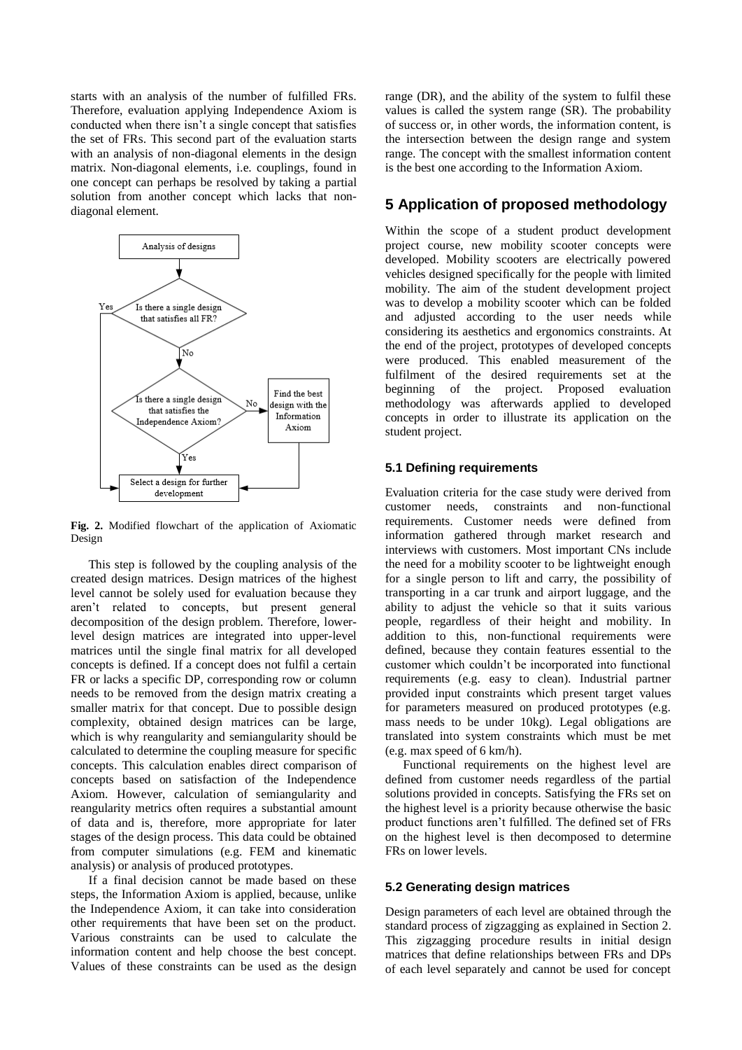starts with an analysis of the number of fulfilled FRs. Therefore, evaluation applying Independence Axiom is conducted when there isn't a single concept that satisfies the set of FRs. This second part of the evaluation starts with an analysis of non-diagonal elements in the design matrix. Non-diagonal elements, i.e. couplings, found in one concept can perhaps be resolved by taking a partial solution from another concept which lacks that non-diagonal element.

**Fig. 2.** Modified flowchart of the application of Axiomatic Design

This step is followed by the coupling analysis of the created design matrices. Design matrices of the highest level cannot be solely used for evaluation because they aren't related to concepts, but present general decomposition of the design problem. Therefore, lower-level design matrices are integrated into upper-level matrices until the single final matrix for all developed concepts is defined. If a concept does not fulfil a certain FR or lacks a specific DP, corresponding row or column needs to be removed from the design matrix creating a smaller matrix for that concept. Due to possible design complexity, obtained design matrices can be large, which is why reangularity and semiangularity should be calculated to determine the coupling measure for specific concepts. This calculation enables direct comparison of concepts based on satisfaction of the Independence Axiom. However, calculation of semiangularity and reangularity metrics often requires a substantial amount of data and is, therefore, more appropriate for later stages of the design process. This data could be obtained from computer simulations (e.g. FEM and kinematic analysis) or analysis of produced prototypes.

If a final decision cannot be made based on these steps, the Information Axiom is applied, because, unlike the Independence Axiom, it can take into consideration other requirements that have been set on the product. Various constraints can be used to calculate the information content and help choose the best concept. Values of these constraints can be used as the design range (DR), and the ability of the system to fulfil these values is called the system range (SR). The probability of success or, in other words, the information content, is the intersection between the design range and system range. The concept with the smallest information content is the best one according to the Information Axiom.

## 5 Application of proposed methodology

Within the scope of a student product development project course, new mobility scooter concepts were developed. Mobility scooters are electrically powered vehicles designed specifically for the people with limited mobility. The aim of the student development project was to develop a mobility scooter which can be folded and adjusted according to the user needs while considering its aesthetics and ergonomics constraints. At the end of the project, prototypes of developed concepts were produced. This enabled measurement of the fulfilment of the desired requirements set at the beginning of the project. Proposed evaluation methodology was afterwards applied to developed concepts in order to illustrate its application on the student project.

### 5.1 Defining requirements

Evaluation criteria for the case study were derived from customer needs, constraints and non-functional requirements. Customer needs were defined from information gathered through market research and interviews with customers. Most important CNs include the need for a mobility scooter to be lightweight enough for a single person to lift and carry, the possibility of transporting in a car trunk and airport luggage, and the ability to adjust the vehicle so that it suits various people, regardless of their height and mobility. In addition to this, non-functional requirements were defined, because they contain features essential to the customer which couldn't be incorporated into functional requirements (e.g. easy to clean). Industrial partner provided input constraints which present target values for parameters measured on produced prototypes (e.g. mass needs to be under 10kg). Legal obligations are translated into system constraints which must be met (e.g. max speed of 6 km/h).

Functional requirements on the highest level are defined from customer needs regardless of the partial solutions provided in concepts. Satisfying the FRs set on the highest level is a priority because otherwise the basic product functions aren't fulfilled. The defined set of FRs on the highest level is then decomposed to determine FRs on lower levels.

### 5.2 Generating design matrices

Design parameters of each level are obtained through the standard process of zigzagging as explained in Section 2. This zigzagging procedure results in initial design matrices that define relationships between FRs and DPs of each level separately and cannot be used for concept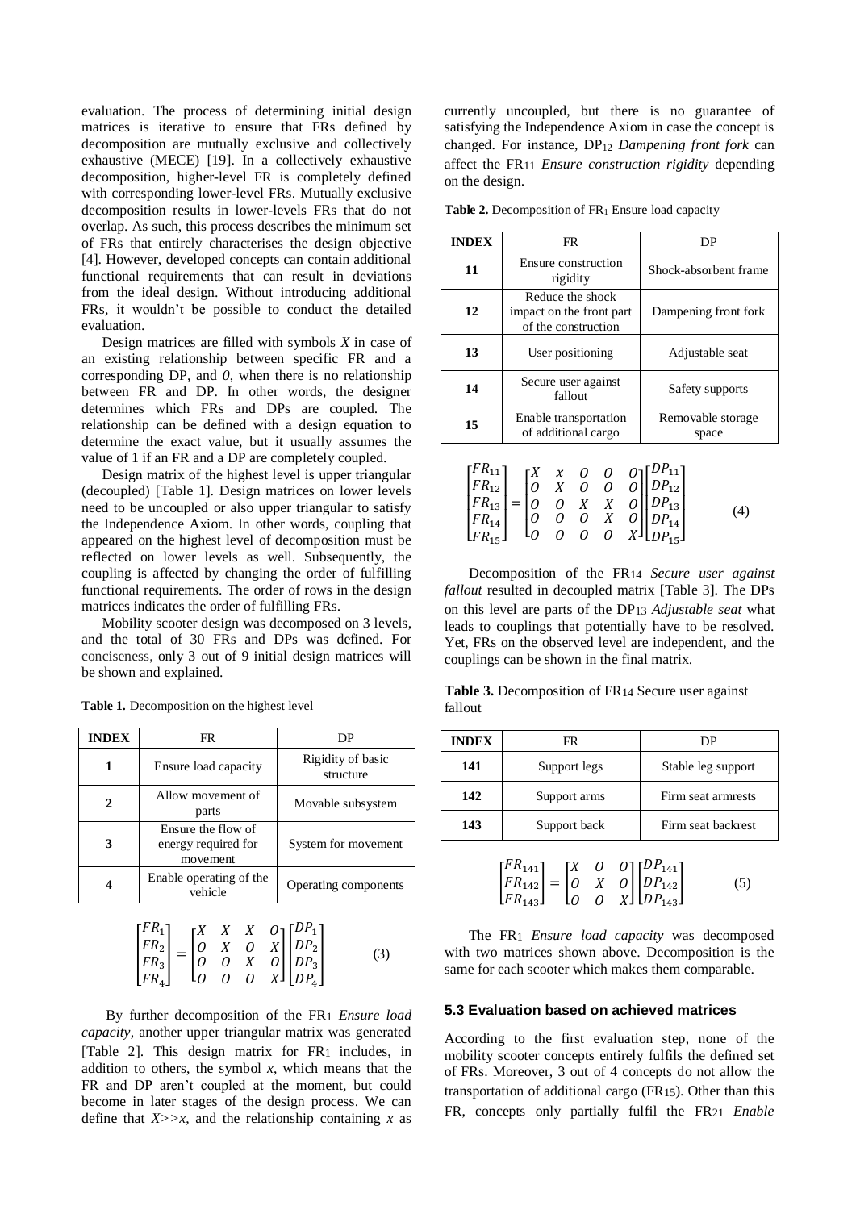evaluation. The process of determining initial design matrices is iterative to ensure that FRs defined by decomposition are mutually exclusive and collectively exhaustive (MECE) [19]. In a collectively exhaustive decomposition, higher-level FR is completely defined with corresponding lower-level FRs. Mutually exclusive decomposition results in lower-levels FRs that do not overlap. As such, this process describes the minimum set of FRs that entirely characterises the design objective [4]. However, developed concepts can contain additional functional requirements that can result in deviations from the ideal design. Without introducing additional FRs, it wouldn't be possible to conduct the detailed evaluation.

Design matrices are filled with symbols *X* in case of an existing relationship between specific FR and a corresponding DP, and *0*, when there is no relationship between FR and DP. In other words, the designer determines which FRs and DPs are coupled. The relationship can be defined with a design equation to determine the exact value, but it usually assumes the value of 1 if an FR and a DP are completely coupled.

Design matrix of the highest level is upper triangular (decoupled) [Table 1]. Design matrices on lower levels need to be uncoupled or also upper triangular to satisfy the Independence Axiom. In other words, coupling that appeared on the highest level of decomposition must be reflected on lower levels as well. Subsequently, the coupling is affected by changing the order of fulfilling functional requirements. The order of rows in the design matrices indicates the order of fulfilling FRs.

Mobility scooter design was decomposed on 3 levels, and the total of 30 FRs and DPs was defined. For conciseness, only 3 out of 9 initial design matrices will be shown and explained.

**Table 1.** Decomposition on the highest level

| INDEX | FR | DP |
|---|---|---|
| **1** | Ensure load capacity | Rigidity of basic structure |
| **2** | Allow movement of parts | Movable subsystem |
| **3** | Ensure the flow of energy required for movement | System for movement |
| **4** | Enable operating of the vehicle | Operating components |

$$\begin{bmatrix} FR_1 \\ FR_2 \\ FR_3 \\ FR_4 \end{bmatrix} = \begin{bmatrix} X & X & X & O \\ O & X & O & X \\ O & O & X & O \\ O & O & O & X \end{bmatrix} \begin{bmatrix} DP_1 \\ DP_2 \\ DP_3 \\ DP_4 \end{bmatrix} \quad (3)$$

By further decomposition of the $FR_1$ *Ensure load capacity*, another upper triangular matrix was generated [Table 2]. This design matrix for $FR_1$ includes, in addition to others, the symbol *x*, which means that the FR and DP aren't coupled at the moment, but could become in later stages of the design process. We can define that $X >> x$, and the relationship containing *x* as currently uncoupled, but there is no guarantee of satisfying the Independence Axiom in case the concept is changed. For instance, $DP_{12}$ *Dampening front fork* can affect the $FR_{11}$ *Ensure construction rigidity* depending on the design.

**Table 2.** Decomposition of $FR_1$ Ensure load capacity

| INDEX | FR | DP |
|---|---|---|
| **11** | Ensure construction rigidity | Shock-absorbent frame |
| **12** | Reduce the shock impact on the front part of the construction | Dampening front fork |
| **13** | User positioning | Adjustable seat |
| **14** | Secure user against fallout | Safety supports |
| **15** | Enable transportation of additional cargo | Removable storage space |

$$\begin{bmatrix} FR_{11} \\ FR_{12} \\ FR_{13} \\ FR_{14} \\ FR_{15} \end{bmatrix} = \begin{bmatrix} X & x & O & O & O \\ O & X & O & O & O \\ O & O & X & X & O \\ O & O & O & X & O \\ O & O & O & O & X \end{bmatrix} \begin{bmatrix} DP_{11} \\ DP_{12} \\ DP_{13} \\ DP_{14} \\ DP_{15} \end{bmatrix} \quad (4)$$

Decomposition of the $FR_{14}$ *Secure user against fallout* resulted in decoupled matrix [Table 3]. The DPs on this level are parts of the $DP_{13}$ *Adjustable seat* what leads to couplings that potentially have to be resolved. Yet, FRs on the observed level are independent, and the couplings can be shown in the final matrix.

**Table 3.** Decomposition of $FR_{14}$ Secure user against fallout

| INDEX | FR | DP |
|---|---|---|
| **141** | Support legs | Stable leg support |
| **142** | Support arms | Firm seat armrests |
| **143** | Support back | Firm seat backrest |

$$\begin{bmatrix} FR_{141} \\ FR_{142} \\ FR_{143} \end{bmatrix} = \begin{bmatrix} X & O & O \\ O & X & O \\ O & O & X \end{bmatrix} \begin{bmatrix} DP_{141} \\ DP_{142} \\ DP_{143} \end{bmatrix} \quad (5)$$

The $FR_1$ *Ensure load capacity* was decomposed with two matrices shown above. Decomposition is the same for each scooter which makes them comparable.

### 5.3 Evaluation based on achieved matrices

According to the first evaluation step, none of the mobility scooter concepts entirely fulfils the defined set of FRs. Moreover, 3 out of 4 concepts do not allow the transportation of additional cargo ($FR_{15}$). Other than this FR, concepts only partially fulfil the $FR_{21}$ *Enable*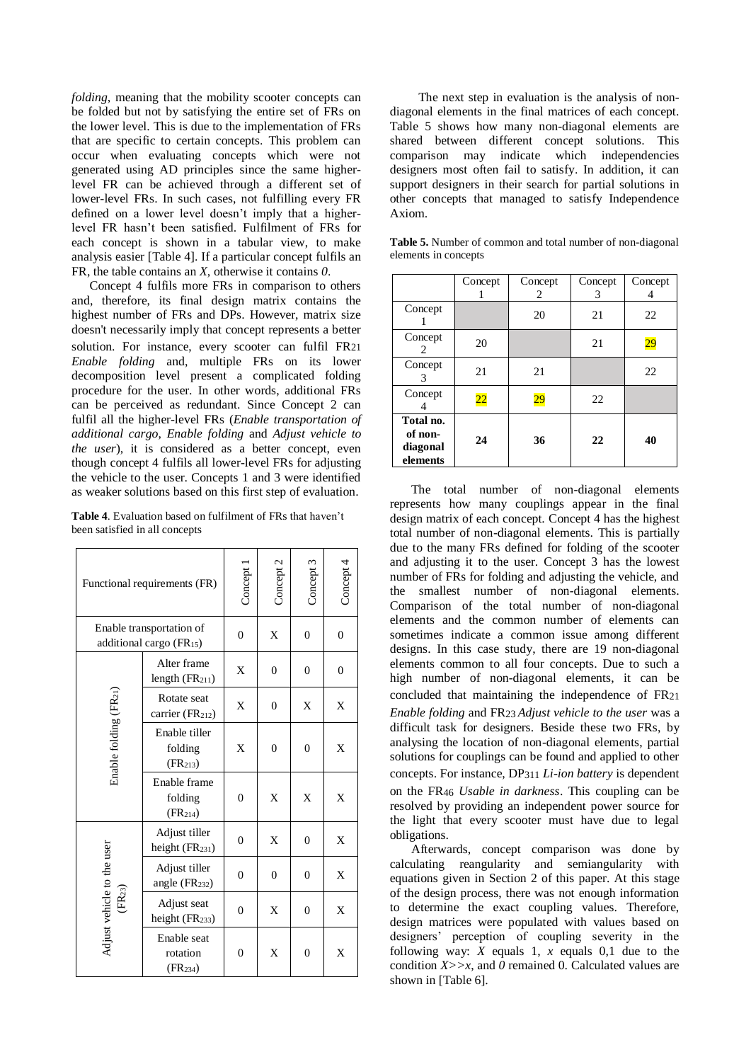*folding*, meaning that the mobility scooter concepts can be folded but not by satisfying the entire set of FRs on the lower level. This is due to the implementation of FRs that are specific to certain concepts. This problem can occur when evaluating concepts which were not generated using AD principles since the same higher-level FR can be achieved through a different set of lower-level FRs. In such cases, not fulfilling every FR defined on a lower level doesn't imply that a higher-level FR hasn't been satisfied. Fulfilment of FRs for each concept is shown in a tabular view, to make analysis easier [Table 4]. If a particular concept fulfils an FR, the table contains an *X*, otherwise it contains *0*.

Concept 4 fulfils more FRs in comparison to others and, therefore, its final design matrix contains the highest number of FRs and DPs. However, matrix size doesn't necessarily imply that concept represents a better solution. For instance, every scooter can fulfil $FR_{21}$ *Enable folding* and, multiple FRs on its lower decomposition level present a complicated folding procedure for the user. In other words, additional FRs can be perceived as redundant. Since Concept 2 can fulfil all the higher-level FRs (*Enable transportation of additional cargo*, *Enable folding* and *Adjust vehicle to the user*), it is considered as a better concept, even though concept 4 fulfils all lower-level FRs for adjusting the vehicle to the user. Concepts 1 and 3 were identified as weaker solutions based on this first step of evaluation.

**Table 4**. Evaluation based on fulfilment of FRs that haven't been satisfied in all concepts

| Functional requirements (FR) | | Concept 1 | Concept 2 | Concept 3 | Concept 4 |
|---|---|---|---|---|---|
| Enable transportation of additional cargo ($FR_{15}$) | | 0 | X | 0 | 0 |
| Enable folding ($FR_{21}$) | Alter frame length ($FR_{211}$) | X | 0 | 0 | 0 |
| | Rotate seat carrier ($FR_{212}$) | X | 0 | X | X |
| | Enable tiller folding ($FR_{213}$) | X | 0 | 0 | X |
| | Enable frame folding ($FR_{214}$) | 0 | X | X | X |
| Adjust vehicle to the user ($FR_{23}$) | Adjust tiller height ($FR_{231}$) | 0 | X | 0 | X |
| | Adjust tiller angle ($FR_{232}$) | 0 | 0 | 0 | X |
| | Adjust seat height ($FR_{233}$) | 0 | X | 0 | X |
| | Enable seat rotation ($FR_{234}$) | 0 | X | 0 | X |

The next step in evaluation is the analysis of non-diagonal elements in the final matrices of each concept. Table 5 shows how many non-diagonal elements are shared between different concept solutions. This comparison may indicate which independencies designers most often fail to satisfy. In addition, it can support designers in their search for partial solutions in other concepts that managed to satisfy Independence Axiom.

**Table 5.** Number of common and total number of non-diagonal elements in concepts

| | Concept 1 | Concept 2 | Concept 3 | Concept 4 |
|---|---|---|---|---|
| Concept 1 | | 20 | 21 | 22 |
| Concept 2 | 20 | | 21 | 29 |
| Concept 3 | 21 | 21 | | 22 |
| Concept 4 | 22 | 29 | 22 | |
| **Total no. of non-diagonal elements** | **24** | **36** | **22** | **40** |

The total number of non-diagonal elements represents how many couplings appear in the final design matrix of each concept. Concept 4 has the highest total number of non-diagonal elements. This is partially due to the many FRs defined for folding of the scooter and adjusting it to the user. Concept 3 has the lowest number of FRs for folding and adjusting the vehicle, and the smallest number of non-diagonal elements. Comparison of the total number of non-diagonal elements and the common number of elements can sometimes indicate a common issue among different designs. In this case study, there are 19 non-diagonal elements common to all four concepts. Due to such a high number of non-diagonal elements, it can be concluded that maintaining the independence of $FR_{21}$ *Enable folding* and $FR_{23}$ *Adjust vehicle to the user* was a difficult task for designers. Beside these two FRs, by analysing the location of non-diagonal elements, partial solutions for couplings can be found and applied to other concepts. For instance, $DP_{311}$ *Li-ion battery* is dependent on the $FR_{46}$ *Usable in darkness*. This coupling can be resolved by providing an independent power source for the light that every scooter must have due to legal obligations.

Afterwards, concept comparison was done by calculating reangularity and semiangularity with equations given in Section 2 of this paper. At this stage of the design process, there was not enough information to determine the exact coupling values. Therefore, design matrices were populated with values based on designers' perception of coupling severity in the following way: *X* equals 1, *x* equals 0,1 due to the condition $X>>x$, and *0* remained 0. Calculated values are shown in [Table 6].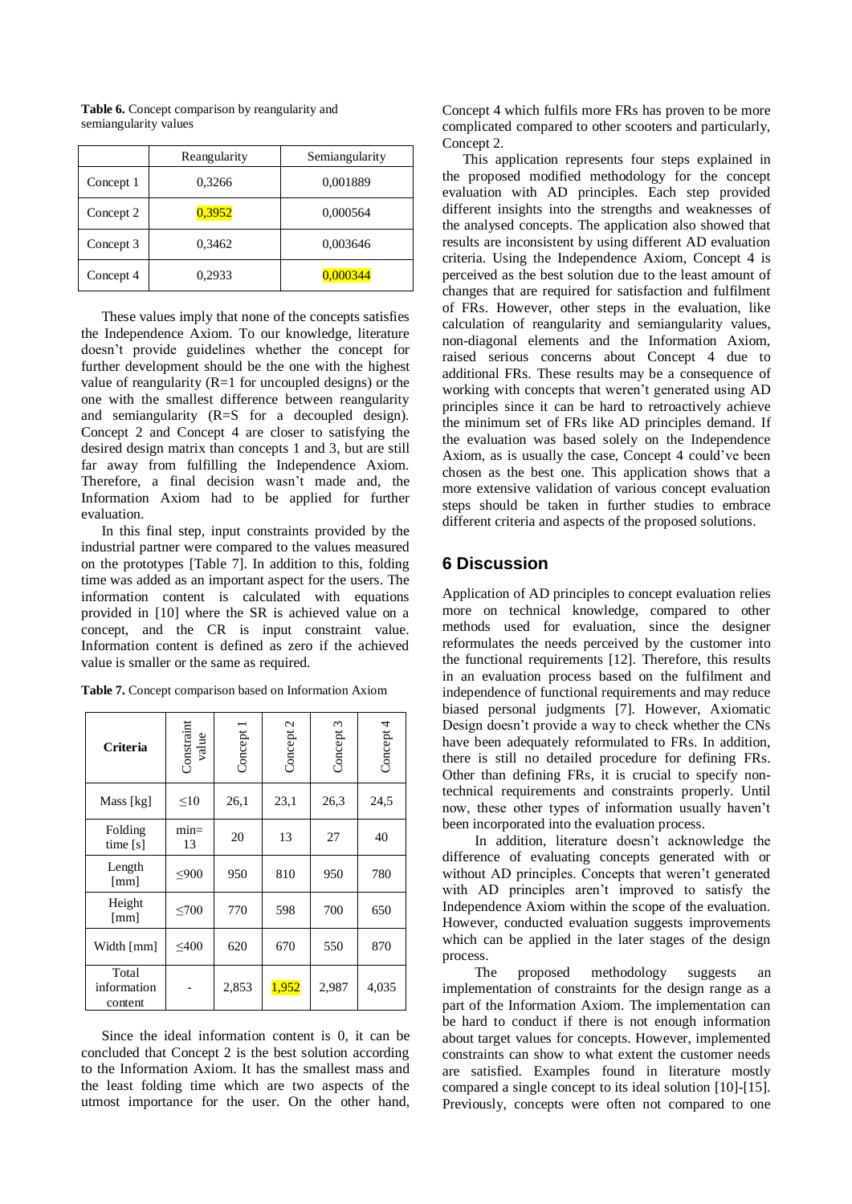**Table 6.** Concept comparison by reangularity and semiangularity values

| | Reangularity | Semiangularity |
|---|---|---|
| Concept 1 | 0,3266 | 0,001889 |
| Concept 2 | 0,3952 | 0,000564 |
| Concept 3 | 0,3462 | 0,003646 |
| Concept 4 | 0,2933 | 0,000344 |

These values imply that none of the concepts satisfies the Independence Axiom. To our knowledge, literature doesn't provide guidelines whether the concept for further development should be the one with the highest value of reangularity (R=1 for uncoupled designs) or the one with the smallest difference between reangularity and semiangularity (R=S for a decoupled design). Concept 2 and Concept 4 are closer to satisfying the desired design matrix than concepts 1 and 3, but are still far away from fulfilling the Independence Axiom. Therefore, a final decision wasn't made and, the Information Axiom had to be applied for further evaluation.

In this final step, input constraints provided by the industrial partner were compared to the values measured on the prototypes [Table 7]. In addition to this, folding time was added as an important aspect for the users. The information content is calculated with equations provided in [10] where the SR is achieved value on a concept, and the CR is input constraint value. Information content is defined as zero if the achieved value is smaller or the same as required.

**Table 7.** Concept comparison based on Information Axiom

| Criteria | Constraint value | Concept 1 | Concept 2 | Concept 3 | Concept 4 |
|---|---|---|---|---|---|
| Mass [kg] | ≤10 | 26,1 | 23,1 | 26,3 | 24,5 |
| Folding time [s] | min= 13 | 20 | 13 | 27 | 40 |
| Length [mm] | ≤900 | 950 | 810 | 950 | 780 |
| Height [mm] | ≤700 | 770 | 598 | 700 | 650 |
| Width [mm] | ≤400 | 620 | 670 | 550 | 870 |
| Total information content | - | 2,853 | 1,952 | 2,987 | 4,035 |

Since the ideal information content is 0, it can be concluded that Concept 2 is the best solution according to the Information Axiom. It has the smallest mass and the least folding time which are two aspects of the utmost importance for the user. On the other hand, Concept 4 which fulfils more FRs has proven to be more complicated compared to other scooters and particularly, Concept 2.

This application represents four steps explained in the proposed modified methodology for the concept evaluation with AD principles. Each step provided different insights into the strengths and weaknesses of the analysed concepts. The application also showed that results are inconsistent by using different AD evaluation criteria. Using the Independence Axiom, Concept 4 is perceived as the best solution due to the least amount of changes that are required for satisfaction and fulfilment of FRs. However, other steps in the evaluation, like calculation of reangularity and semiangularity values, non-diagonal elements and the Information Axiom, raised serious concerns about Concept 4 due to additional FRs. These results may be a consequence of working with concepts that weren't generated using AD principles since it can be hard to retroactively achieve the minimum set of FRs like AD principles demand. If the evaluation was based solely on the Independence Axiom, as is usually the case, Concept 4 could've been chosen as the best one. This application shows that a more extensive validation of various concept evaluation steps should be taken in further studies to embrace different criteria and aspects of the proposed solutions.

## 6 Discussion

Application of AD principles to concept evaluation relies more on technical knowledge, compared to other methods used for evaluation, since the designer reformulates the needs perceived by the customer into the functional requirements [12]. Therefore, this results in an evaluation process based on the fulfilment and independence of functional requirements and may reduce biased personal judgments [7]. However, Axiomatic Design doesn't provide a way to check whether the CNs have been adequately reformulated to FRs. In addition, there is still no detailed procedure for defining FRs. Other than defining FRs, it is crucial to specify non-technical requirements and constraints properly. Until now, these other types of information usually haven't been incorporated into the evaluation process.

In addition, literature doesn't acknowledge the difference of evaluating concepts generated with or without AD principles. Concepts that weren't generated with AD principles aren't improved to satisfy the Independence Axiom within the scope of the evaluation. However, conducted evaluation suggests improvements which can be applied in the later stages of the design process.

The proposed methodology suggests an implementation of constraints for the design range as a part of the Information Axiom. The implementation can be hard to conduct if there is not enough information about target values for concepts. However, implemented constraints can show to what extent the customer needs are satisfied. Examples found in literature mostly compared a single concept to its ideal solution [10]-[15]. Previously, concepts were often not compared to one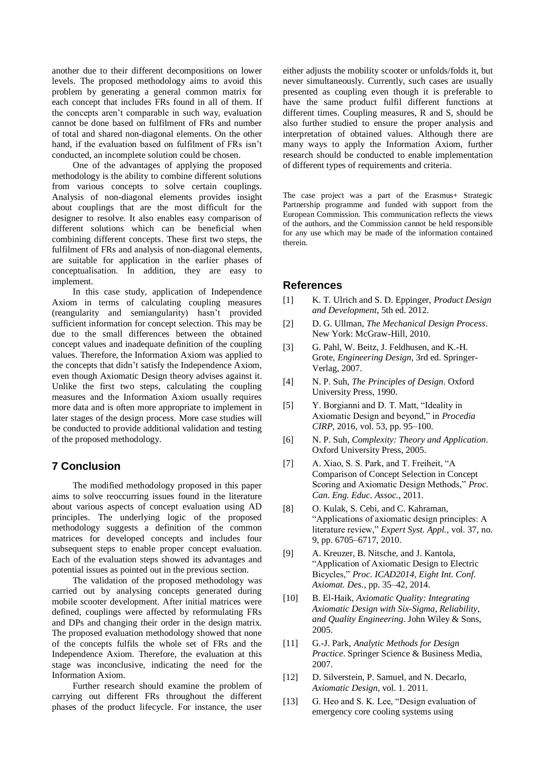another due to their different decompositions on lower levels. The proposed methodology aims to avoid this problem by generating a general common matrix for each concept that includes FRs found in all of them. If the concepts aren't comparable in such way, evaluation cannot be done based on fulfilment of FRs and number of total and shared non-diagonal elements. On the other hand, if the evaluation based on fulfilment of FRs isn't conducted, an incomplete solution could be chosen.

One of the advantages of applying the proposed methodology is the ability to combine different solutions from various concepts to solve certain couplings. Analysis of non-diagonal elements provides insight about couplings that are the most difficult for the designer to resolve. It also enables easy comparison of different solutions which can be beneficial when combining different concepts. These first two steps, the fulfilment of FRs and analysis of non-diagonal elements, are suitable for application in the earlier phases of conceptualisation. In addition, they are easy to implement.

In this case study, application of Independence Axiom in terms of calculating coupling measures (reangularity and semiangularity) hasn't provided sufficient information for concept selection. This may be due to the small differences between the obtained concept values and inadequate definition of the coupling values. Therefore, the Information Axiom was applied to the concepts that didn't satisfy the Independence Axiom, even though Axiomatic Design theory advises against it. Unlike the first two steps, calculating the coupling measures and the Information Axiom usually requires more data and is often more appropriate to implement in later stages of the design process. More case studies will be conducted to provide additional validation and testing of the proposed methodology.

## 7 Conclusion

The modified methodology proposed in this paper aims to solve reoccurring issues found in the literature about various aspects of concept evaluation using AD principles. The underlying logic of the proposed methodology suggests a definition of the common matrices for developed concepts and includes four subsequent steps to enable proper concept evaluation. Each of the evaluation steps showed its advantages and potential issues as pointed out in the previous section.

The validation of the proposed methodology was carried out by analysing concepts generated during mobile scooter development. After initial matrices were defined, couplings were affected by reformulating FRs and DPs and changing their order in the design matrix. The proposed evaluation methodology showed that none of the concepts fulfils the whole set of FRs and the Independence Axiom. Therefore, the evaluation at this stage was inconclusive, indicating the need for the Information Axiom.

Further research should examine the problem of carrying out different FRs throughout the different phases of the product lifecycle. For instance, the user either adjusts the mobility scooter or unfolds/folds it, but never simultaneously. Currently, such cases are usually presented as coupling even though it is preferable to have the same product fulfil different functions at different times. Coupling measures, R and S, should be also further studied to ensure the proper analysis and interpretation of obtained values. Although there are many ways to apply the Information Axiom, further research should be conducted to enable implementation of different types of requirements and criteria.

The case project was a part of the Erasmus+ Strategic Partnership programme and funded with support from the European Commission. This communication reflects the views of the authors, and the Commission cannot be held responsible for any use which may be made of the information contained therein.

## References

[1] K. T. Ulrich and S. D. Eppinger, *Product Design and Development*, 5th ed. 2012.

[2] D. G. Ullman, *The Mechanical Design Process*. New York: McGraw-Hill, 2010.

[3] G. Pahl, W. Beitz, J. Feldhusen, and K.-H. Grote, *Engineering Design*, 3rd ed. Springer-Verlag, 2007.

[4] N. P. Suh, *The Principles of Design*. Oxford University Press, 1990.

[5] Y. Borgianni and D. T. Matt, "Ideality in Axiomatic Design and beyond," in *Procedia CIRP*, 2016, vol. 53, pp. 95–100.

[6] N. P. Suh, *Complexity: Theory and Application*. Oxford University Press, 2005.

[7] A. Xiao, S. S. Park, and T. Freiheit, "A Comparison of Concept Selection in Concept Scoring and Axiomatic Design Methods," *Proc. Can. Eng. Educ. Assoc.*, 2011.

[8] O. Kulak, S. Cebi, and C. Kahraman, "Applications of axiomatic design principles: A literature review," *Expert Syst. Appl.*, vol. 37, no. 9, pp. 6705–6717, 2010.

[9] A. Kreuzer, B. Nitsche, and J. Kantola, "Application of Axiomatic Design to Electric Bicycles," *Proc. ICAD2014, Eight Int. Conf. Axiomat. Des.*, pp. 35–42, 2014.

[10] B. El-Haik, *Axiomatic Quality: Integrating Axiomatic Design with Six-Sigma, Reliability, and Quality Engineering*. John Wiley & Sons, 2005.

[11] G.-J. Park, *Analytic Methods for Design Practice*. Springer Science & Business Media, 2007.

[12] D. Silverstein, P. Samuel, and N. Decarlo, *Axiomatic Design*, vol. 1. 2011.

[13] G. Heo and S. K. Lee, "Design evaluation of emergency core cooling systems using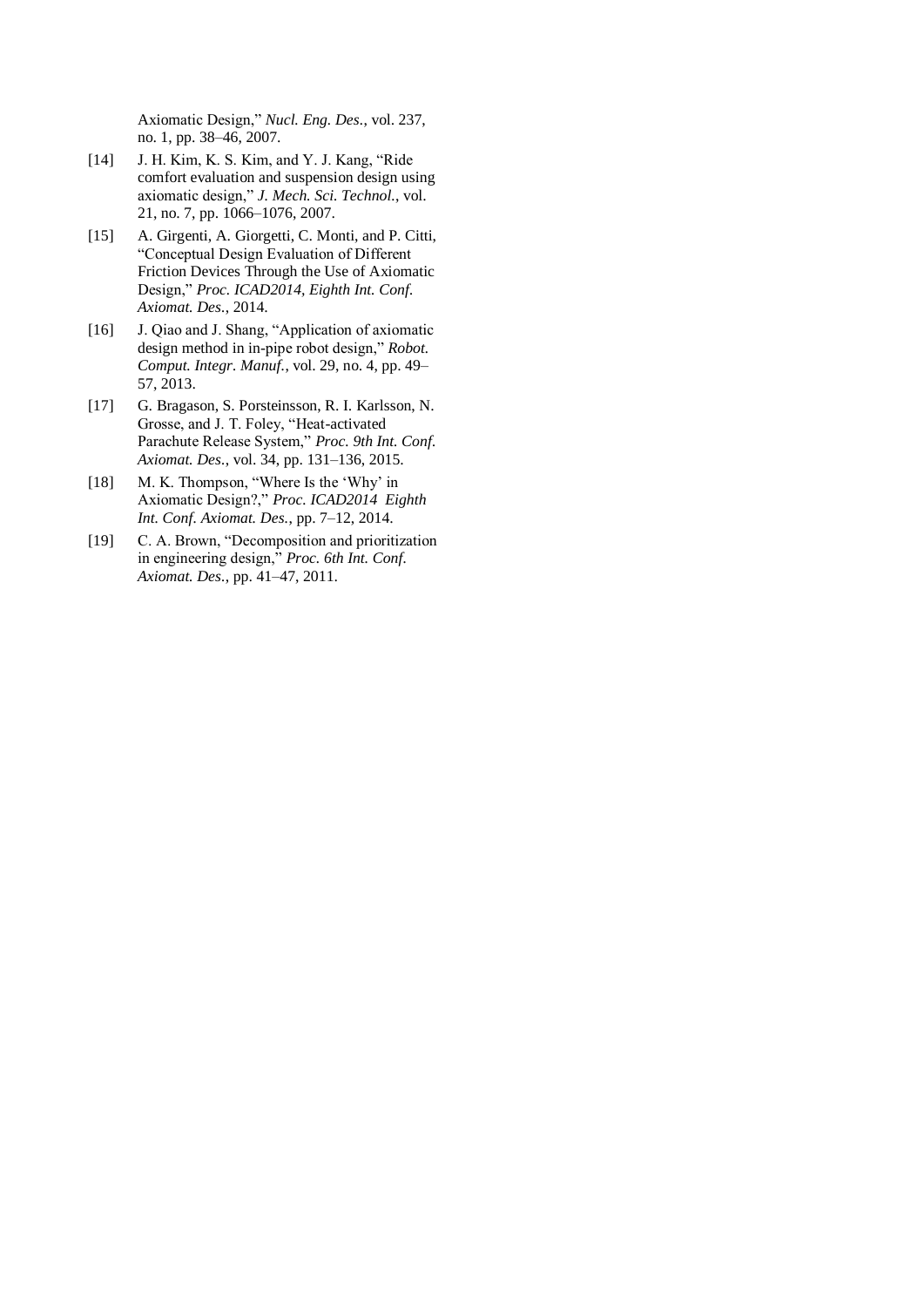Axiomatic Design," *Nucl. Eng. Des.*, vol. 237, no. 1, pp. 38–46, 2007.

[14] J. H. Kim, K. S. Kim, and Y. J. Kang, "Ride comfort evaluation and suspension design using axiomatic design," *J. Mech. Sci. Technol.*, vol. 21, no. 7, pp. 1066–1076, 2007.

[15] A. Girgenti, A. Giorgetti, C. Monti, and P. Citti, "Conceptual Design Evaluation of Different Friction Devices Through the Use of Axiomatic Design," *Proc. ICAD2014, Eighth Int. Conf. Axiomat. Des.*, 2014.

[16] J. Qiao and J. Shang, "Application of axiomatic design method in in-pipe robot design," *Robot. Comput. Integr. Manuf.*, vol. 29, no. 4, pp. 49–57, 2013.

[17] G. Bragason, S. Porsteinsson, R. I. Karlsson, N. Grosse, and J. T. Foley, "Heat-activated Parachute Release System," *Proc. 9th Int. Conf. Axiomat. Des.*, vol. 34, pp. 131–136, 2015.

[18] M. K. Thompson, "Where Is the 'Why' in Axiomatic Design?," *Proc. ICAD2014 Eighth Int. Conf. Axiomat. Des.*, pp. 7–12, 2014.

[19] C. A. Brown, "Decomposition and prioritization in engineering design," *Proc. 6th Int. Conf. Axiomat. Des.*, pp. 41–47, 2011.